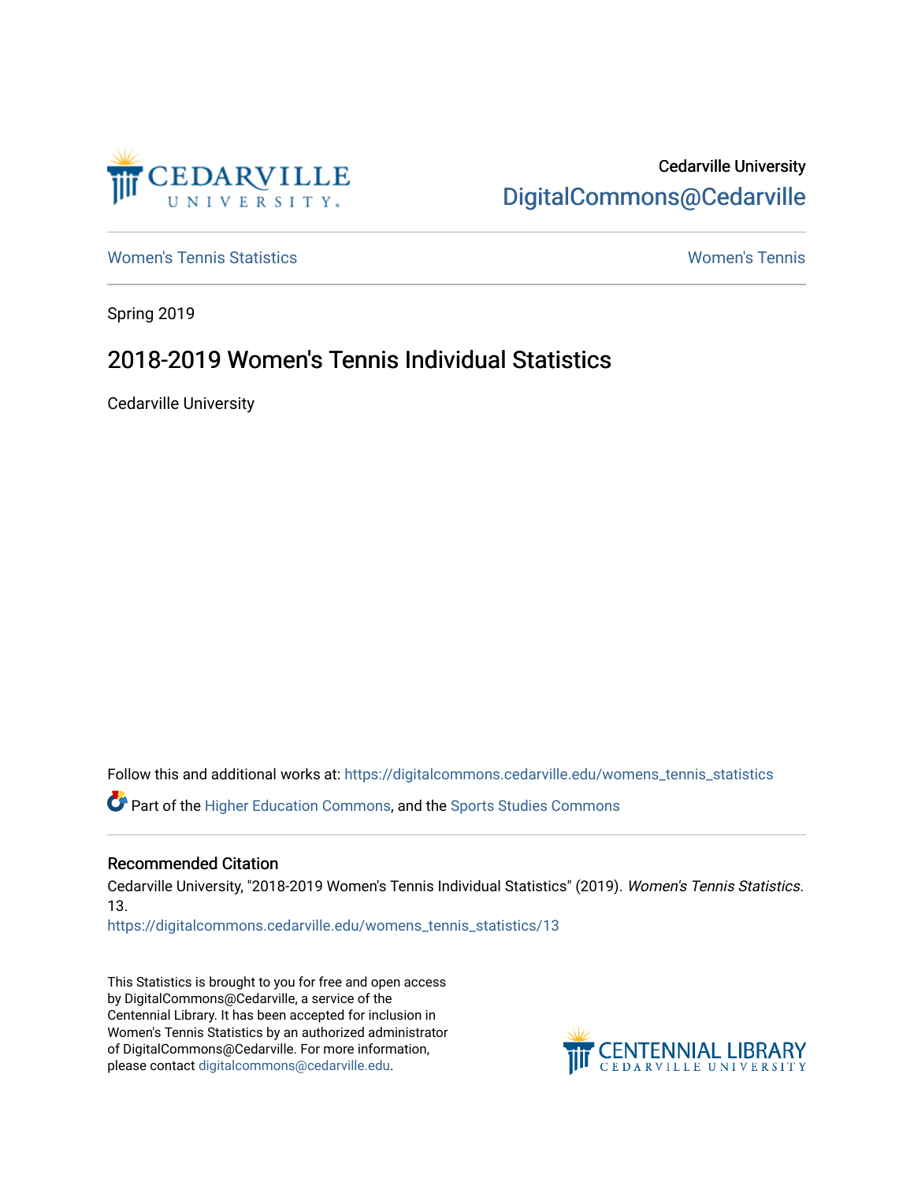Cedarville University

DigitalCommons@Cedarville

Women's Tennis Statistics | Women's Tennis

Spring 2019

# 2018-2019 Women's Tennis Individual Statistics

Cedarville University

Follow this and additional works at: https://digitalcommons.cedarville.edu/womens_tennis_statistics

Part of the Higher Education Commons, and the Sports Studies Commons

## Recommended Citation

Cedarville University, "2018-2019 Women's Tennis Individual Statistics" (2019). *Women's Tennis Statistics*. 13.
https://digitalcommons.cedarville.edu/womens_tennis_statistics/13

This Statistics is brought to you for free and open access by DigitalCommons@Cedarville, a service of the Centennial Library. It has been accepted for inclusion in Women's Tennis Statistics by an authorized administrator of DigitalCommons@Cedarville. For more information, please contact digitalcommons@cedarville.edu.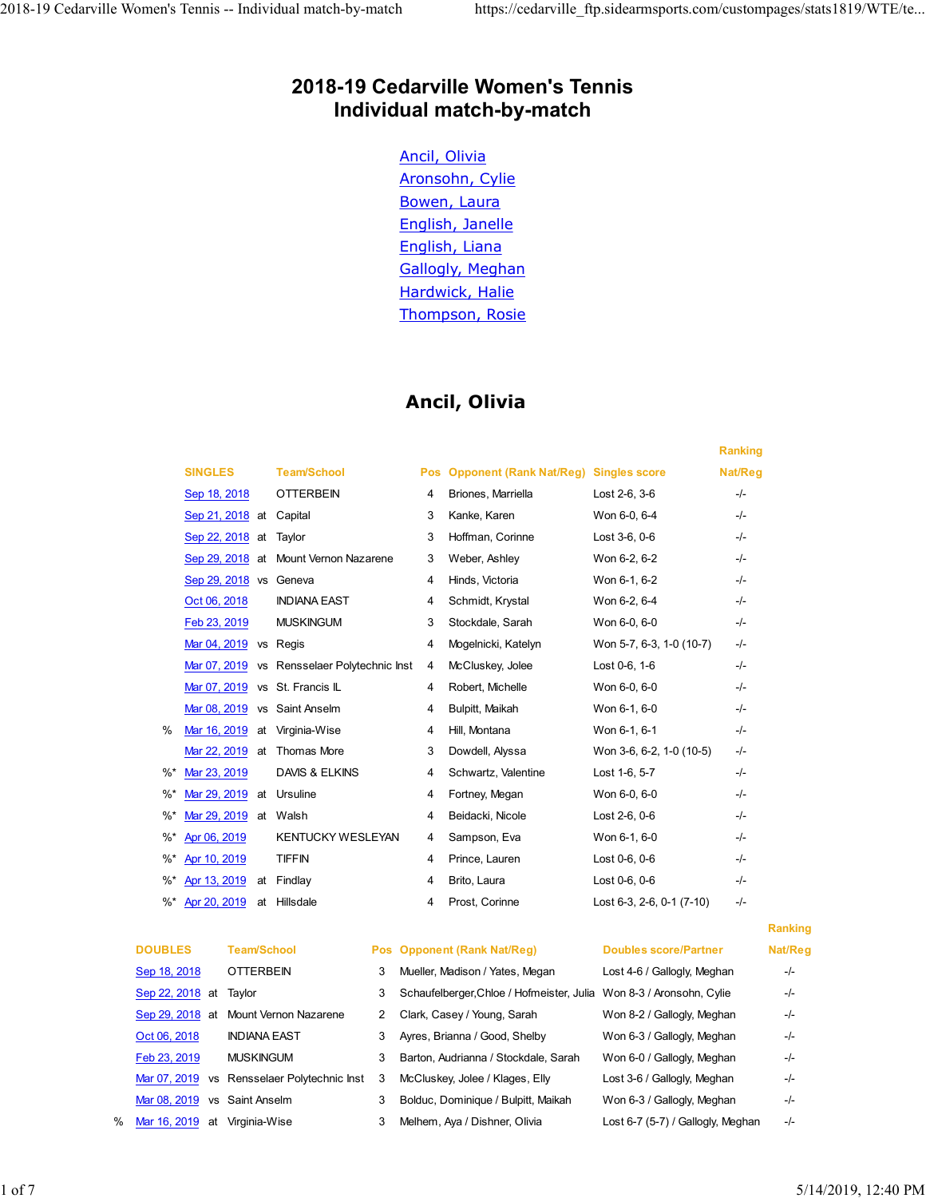# 2018-19 Cedarville Women's Tennis
## Individual match-by-match

- Ancil, Olivia
- Aronsohn, Cylie
- Bowen, Laura
- English, Janelle
- English, Liana
- Gallogly, Meghan
- Hardwick, Halie
- Thompson, Rosie

## Ancil, Olivia

| | SINGLES | | Team/School | Pos | Opponent (Rank Nat/Reg) | Singles score | Ranking Nat/Reg |
|---|---|---|---|---|---|---|---|
| | Sep 18, 2018 | | OTTERBEIN | 4 | Briones, Marriella | Lost 2-6, 3-6 | -/- |
| | Sep 21, 2018 | at | Capital | 3 | Kanke, Karen | Won 6-0, 6-4 | -/- |
| | Sep 22, 2018 | at | Taylor | 3 | Hoffman, Corinne | Lost 3-6, 0-6 | -/- |
| | Sep 29, 2018 | at | Mount Vernon Nazarene | 3 | Weber, Ashley | Won 6-2, 6-2 | -/- |
| | Sep 29, 2018 | vs | Geneva | 4 | Hinds, Victoria | Won 6-1, 6-2 | -/- |
| | Oct 06, 2018 | | INDIANA EAST | 4 | Schmidt, Krystal | Won 6-2, 6-4 | -/- |
| | Feb 23, 2019 | | MUSKINGUM | 3 | Stockdale, Sarah | Won 6-0, 6-0 | -/- |
| | Mar 04, 2019 | vs | Regis | 4 | Mogelnicki, Katelyn | Won 5-7, 6-3, 1-0 (10-7) | -/- |
| | Mar 07, 2019 | vs | Rensselaer Polytechnic Inst | 4 | McCluskey, Jolee | Lost 0-6, 1-6 | -/- |
| | Mar 07, 2019 | vs | St. Francis IL | 4 | Robert, Michelle | Won 6-0, 6-0 | -/- |
| | Mar 08, 2019 | vs | Saint Anselm | 4 | Bulpitt, Maikah | Won 6-1, 6-0 | -/- |
| % | Mar 16, 2019 | at | Virginia-Wise | 4 | Hill, Montana | Won 6-1, 6-1 | -/- |
| | Mar 22, 2019 | at | Thomas More | 3 | Dowdell, Alyssa | Won 3-6, 6-2, 1-0 (10-5) | -/- |
| %* | Mar 23, 2019 | | DAVIS & ELKINS | 4 | Schwartz, Valentine | Lost 1-6, 5-7 | -/- |
| %* | Mar 29, 2019 | at | Ursuline | 4 | Fortney, Megan | Won 6-0, 6-0 | -/- |
| %* | Mar 29, 2019 | at | Walsh | 4 | Beidacki, Nicole | Lost 2-6, 0-6 | -/- |
| %* | Apr 06, 2019 | | KENTUCKY WESLEYAN | 4 | Sampson, Eva | Won 6-1, 6-0 | -/- |
| %* | Apr 10, 2019 | | TIFFIN | 4 | Prince, Lauren | Lost 0-6, 0-6 | -/- |
| %* | Apr 13, 2019 | at | Findlay | 4 | Brito, Laura | Lost 0-6, 0-6 | -/- |
| %* | Apr 20, 2019 | at | Hillsdale | 4 | Prost, Corinne | Lost 6-3, 2-6, 0-1 (7-10) | -/- |

| | DOUBLES | | Team/School | Pos | Opponent (Rank Nat/Reg) | Doubles score/Partner | Ranking Nat/Reg |
|---|---|---|---|---|---|---|---|
| | Sep 18, 2018 | | OTTERBEIN | 3 | Mueller, Madison / Yates, Megan | Lost 4-6 / Gallogly, Meghan | -/- |
| | Sep 22, 2018 | at | Taylor | 3 | Schaufelberger,Chloe / Hofmeister, Julia | Won 8-3 / Aronsohn, Cylie | -/- |
| | Sep 29, 2018 | at | Mount Vernon Nazarene | 2 | Clark, Casey / Young, Sarah | Won 8-2 / Gallogly, Meghan | -/- |
| | Oct 06, 2018 | | INDIANA EAST | 3 | Ayres, Brianna / Good, Shelby | Won 6-3 / Gallogly, Meghan | -/- |
| | Feb 23, 2019 | | MUSKINGUM | 3 | Barton, Audrianna / Stockdale, Sarah | Won 6-0 / Gallogly, Meghan | -/- |
| | Mar 07, 2019 | vs | Rensselaer Polytechnic Inst | 3 | McCluskey, Jolee / Klages, Elly | Lost 3-6 / Gallogly, Meghan | -/- |
| | Mar 08, 2019 | vs | Saint Anselm | 3 | Bolduc, Dominique / Bulpitt, Maikah | Won 6-3 / Gallogly, Meghan | -/- |
| % | Mar 16, 2019 | at | Virginia-Wise | 3 | Melhem, Aya / Dishner, Olivia | Lost 6-7 (5-7) / Gallogly, Meghan | -/- |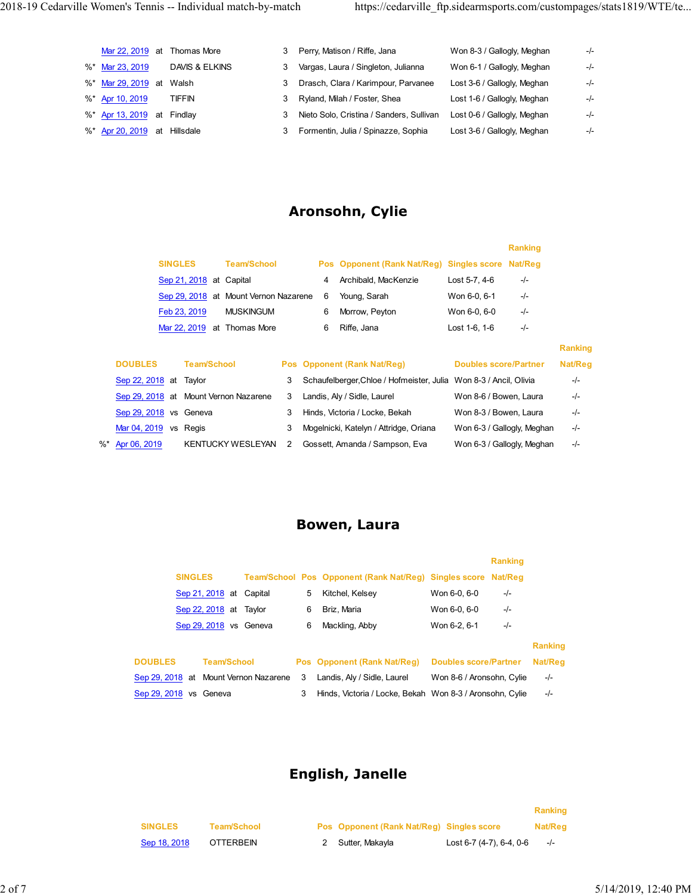| | | | | | | | |
|---|---|---|---|---|---|---|---|
| | Mar 22, 2019 | at | Thomas More | 3 | Perry, Matison / Riffe, Jana | Won 8-3 / Gallogly, Meghan | -/- |
| %* | Mar 23, 2019 | | DAVIS & ELKINS | 3 | Vargas, Laura / Singleton, Julianna | Won 6-1 / Gallogly, Meghan | -/- |
| %* | Mar 29, 2019 | at | Walsh | 3 | Drasch, Clara / Karimpour, Parvanee | Lost 3-6 / Gallogly, Meghan | -/- |
| %* | Apr 10, 2019 | | TIFFIN | 3 | Ryland, Milah / Foster, Shea | Lost 1-6 / Gallogly, Meghan | -/- |
| %* | Apr 13, 2019 | at | Findlay | 3 | Nieto Solo, Cristina / Sanders, Sullivan | Lost 0-6 / Gallogly, Meghan | -/- |
| %* | Apr 20, 2019 | at | Hillsdale | 3 | Formentin, Julia / Spinazze, Sophia | Lost 3-6 / Gallogly, Meghan | -/- |

## Aronsohn, Cylie

| SINGLES | | Team/School | Pos | Opponent (Rank Nat/Reg) | Singles score | Ranking Nat/Reg |
|---|---|---|---|---|---|---|
| Sep 21, 2018 | at | Capital | 4 | Archibald, MacKenzie | Lost 5-7, 4-6 | -/- |
| Sep 29, 2018 | at | Mount Vernon Nazarene | 6 | Young, Sarah | Won 6-0, 6-1 | -/- |
| Feb 23, 2019 | | MUSKINGUM | 6 | Morrow, Peyton | Won 6-0, 6-0 | -/- |
| Mar 22, 2019 | at | Thomas More | 6 | Riffe, Jana | Lost 1-6, 1-6 | -/- |

| | DOUBLES | | Team/School | Pos | Opponent (Rank Nat/Reg) | Doubles score/Partner | Ranking Nat/Reg |
|---|---|---|---|---|---|---|---|
| | Sep 22, 2018 | at | Taylor | 3 | Schaufelberger,Chloe / Hofmeister, Julia | Won 8-3 / Ancil, Olivia | -/- |
| | Sep 29, 2018 | at | Mount Vernon Nazarene | 3 | Landis, Aly / Sidle, Laurel | Won 8-6 / Bowen, Laura | -/- |
| | Sep 29, 2018 | vs | Geneva | 3 | Hinds, Victoria / Locke, Bekah | Won 8-3 / Bowen, Laura | -/- |
| | Mar 04, 2019 | vs | Regis | 3 | Mogelnicki, Katelyn / Attridge, Oriana | Won 6-3 / Gallogly, Meghan | -/- |
| %* | Apr 06, 2019 | | KENTUCKY WESLEYAN | 2 | Gossett, Amanda / Sampson, Eva | Won 6-3 / Gallogly, Meghan | -/- |

## Bowen, Laura

| SINGLES | | Team/School | Pos | Opponent (Rank Nat/Reg) | Singles score | Ranking Nat/Reg |
|---|---|---|---|---|---|---|
| Sep 21, 2018 | at | Capital | 5 | Kitchel, Kelsey | Won 6-0, 6-0 | -/- |
| Sep 22, 2018 | at | Taylor | 6 | Briz, Maria | Won 6-0, 6-0 | -/- |
| Sep 29, 2018 | vs | Geneva | 6 | Mackling, Abby | Won 6-2, 6-1 | -/- |

| DOUBLES | | Team/School | Pos | Opponent (Rank Nat/Reg) | Doubles score/Partner | Ranking Nat/Reg |
|---|---|---|---|---|---|---|
| Sep 29, 2018 | at | Mount Vernon Nazarene | 3 | Landis, Aly / Sidle, Laurel | Won 8-6 / Aronsohn, Cylie | -/- |
| Sep 29, 2018 | vs | Geneva | 3 | Hinds, Victoria / Locke, Bekah | Won 8-3 / Aronsohn, Cylie | -/- |

## English, Janelle

| SINGLES | | Team/School | Pos | Opponent (Rank Nat/Reg) | Singles score | Ranking Nat/Reg |
|---|---|---|---|---|---|---|
| Sep 18, 2018 | | OTTERBEIN | 2 | Sutter, Makayla | Lost 6-7 (4-7), 6-4, 0-6 | -/- |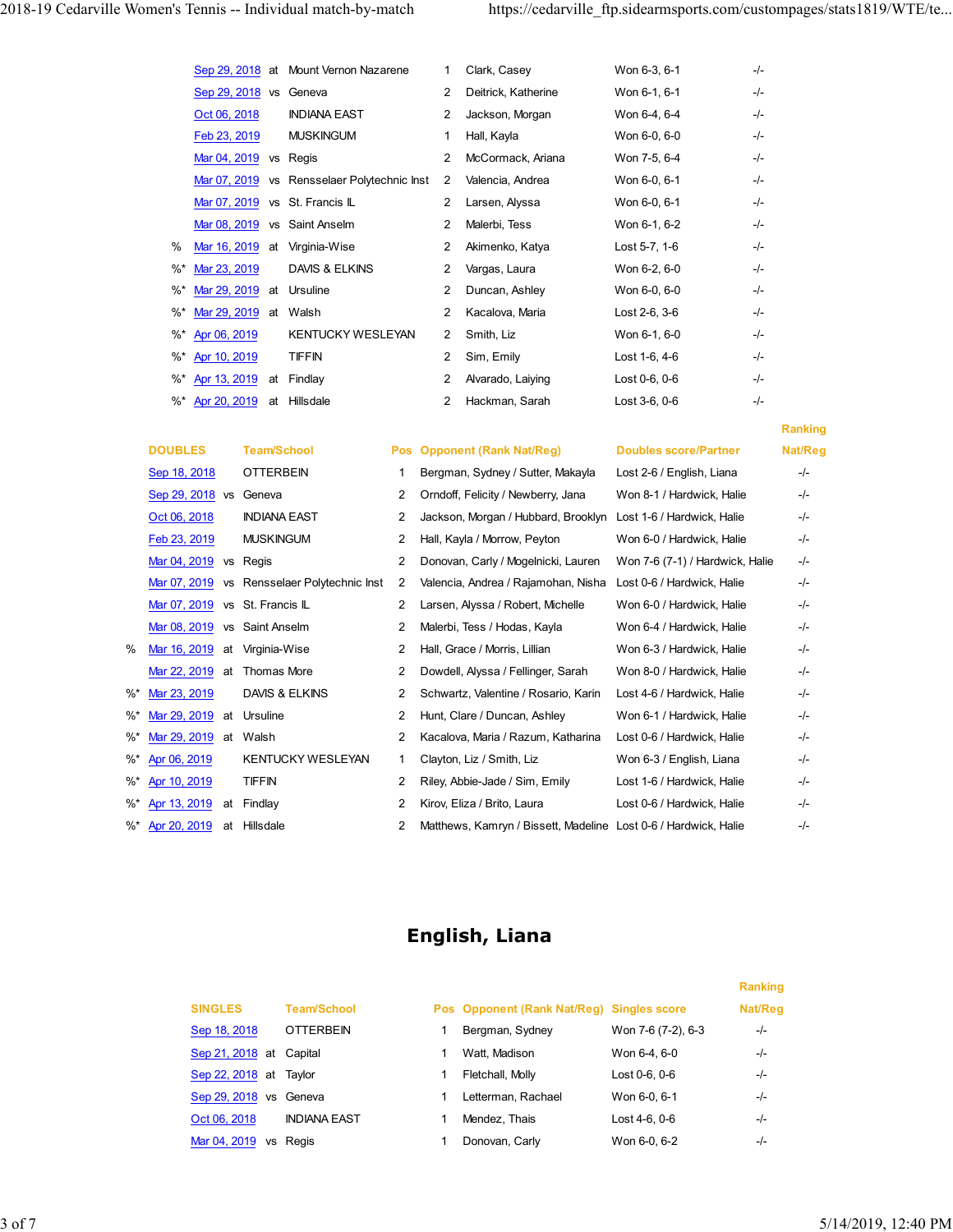| | Date | | Team/School | Pos | Opponent | Singles score | Ranking Nat/Reg |
|---|---|---|---|---|---|---|---|
| | Sep 29, 2018 | at | Mount Vernon Nazarene | 1 | Clark, Casey | Won 6-3, 6-1 | -/- |
| | Sep 29, 2018 | vs | Geneva | 2 | Deitrick, Katherine | Won 6-1, 6-1 | -/- |
| | Oct 06, 2018 | | INDIANA EAST | 2 | Jackson, Morgan | Won 6-4, 6-4 | -/- |
| | Feb 23, 2019 | | MUSKINGUM | 1 | Hall, Kayla | Won 6-0, 6-0 | -/- |
| | Mar 04, 2019 | vs | Regis | 2 | McCormack, Ariana | Won 7-5, 6-4 | -/- |
| | Mar 07, 2019 | vs | Rensselaer Polytechnic Inst | 2 | Valencia, Andrea | Won 6-0, 6-1 | -/- |
| | Mar 07, 2019 | vs | St. Francis IL | 2 | Larsen, Alyssa | Won 6-0, 6-1 | -/- |
| | Mar 08, 2019 | vs | Saint Anselm | 2 | Malerbi, Tess | Won 6-1, 6-2 | -/- |
| % | Mar 16, 2019 | at | Virginia-Wise | 2 | Akimenko, Katya | Lost 5-7, 1-6 | -/- |
| %* | Mar 23, 2019 | | DAVIS & ELKINS | 2 | Vargas, Laura | Won 6-2, 6-0 | -/- |
| %* | Mar 29, 2019 | at | Ursuline | 2 | Duncan, Ashley | Won 6-0, 6-0 | -/- |
| %* | Mar 29, 2019 | at | Walsh | 2 | Kacalova, Maria | Lost 2-6, 3-6 | -/- |
| %* | Apr 06, 2019 | | KENTUCKY WESLEYAN | 2 | Smith, Liz | Won 6-1, 6-0 | -/- |
| %* | Apr 10, 2019 | | TIFFIN | 2 | Sim, Emily | Lost 1-6, 4-6 | -/- |
| %* | Apr 13, 2019 | at | Findlay | 2 | Alvarado, Laiying | Lost 0-6, 0-6 | -/- |
| %* | Apr 20, 2019 | at | Hillsdale | 2 | Hackman, Sarah | Lost 3-6, 0-6 | -/- |

| | DOUBLES | | Team/School | Pos | Opponent (Rank Nat/Reg) | Doubles score/Partner | Ranking Nat/Reg |
|---|---|---|---|---|---|---|---|
| | Sep 18, 2018 | | OTTERBEIN | 1 | Bergman, Sydney / Sutter, Makayla | Lost 2-6 / English, Liana | -/- |
| | Sep 29, 2018 | vs | Geneva | 2 | Orndoff, Felicity / Newberry, Jana | Won 8-1 / Hardwick, Halie | -/- |
| | Oct 06, 2018 | | INDIANA EAST | 2 | Jackson, Morgan / Hubbard, Brooklyn | Lost 1-6 / Hardwick, Halie | -/- |
| | Feb 23, 2019 | | MUSKINGUM | 2 | Hall, Kayla / Morrow, Peyton | Won 6-0 / Hardwick, Halie | -/- |
| | Mar 04, 2019 | vs | Regis | 2 | Donovan, Carly / Mogelnicki, Lauren | Won 7-6 (7-1) / Hardwick, Halie | -/- |
| | Mar 07, 2019 | vs | Rensselaer Polytechnic Inst | 2 | Valencia, Andrea / Rajamohan, Nisha | Lost 0-6 / Hardwick, Halie | -/- |
| | Mar 07, 2019 | vs | St. Francis IL | 2 | Larsen, Alyssa / Robert, Michelle | Won 6-0 / Hardwick, Halie | -/- |
| | Mar 08, 2019 | vs | Saint Anselm | 2 | Malerbi, Tess / Hodas, Kayla | Won 6-4 / Hardwick, Halie | -/- |
| % | Mar 16, 2019 | at | Virginia-Wise | 2 | Hall, Grace / Morris, Lillian | Won 6-3 / Hardwick, Halie | -/- |
| | Mar 22, 2019 | at | Thomas More | 2 | Dowdell, Alyssa / Fellinger, Sarah | Won 8-0 / Hardwick, Halie | -/- |
| %* | Mar 23, 2019 | | DAVIS & ELKINS | 2 | Schwartz, Valentine / Rosario, Karin | Lost 4-6 / Hardwick, Halie | -/- |
| %* | Mar 29, 2019 | at | Ursuline | 2 | Hunt, Clare / Duncan, Ashley | Won 6-1 / Hardwick, Halie | -/- |
| %* | Mar 29, 2019 | at | Walsh | 2 | Kacalova, Maria / Razum, Katharina | Lost 0-6 / Hardwick, Halie | -/- |
| %* | Apr 06, 2019 | | KENTUCKY WESLEYAN | 1 | Clayton, Liz / Smith, Liz | Won 6-3 / English, Liana | -/- |
| %* | Apr 10, 2019 | | TIFFIN | 2 | Riley, Abbie-Jade / Sim, Emily | Lost 1-6 / Hardwick, Halie | -/- |
| %* | Apr 13, 2019 | at | Findlay | 2 | Kirov, Eliza / Brito, Laura | Lost 0-6 / Hardwick, Halie | -/- |
| %* | Apr 20, 2019 | at | Hillsdale | 2 | Matthews, Kamryn / Bissett, Madeline | Lost 0-6 / Hardwick, Halie | -/- |

# English, Liana

| SINGLES | | Team/School | Pos | Opponent (Rank Nat/Reg) | Singles score | Ranking Nat/Reg |
|---|---|---|---|---|---|---|
| Sep 18, 2018 | | OTTERBEIN | 1 | Bergman, Sydney | Won 7-6 (7-2), 6-3 | -/- |
| Sep 21, 2018 | at | Capital | 1 | Watt, Madison | Won 6-4, 6-0 | -/- |
| Sep 22, 2018 | at | Taylor | 1 | Fletchall, Molly | Lost 0-6, 0-6 | -/- |
| Sep 29, 2018 | vs | Geneva | 1 | Letterman, Rachael | Won 6-0, 6-1 | -/- |
| Oct 06, 2018 | | INDIANA EAST | 1 | Mendez, Thais | Lost 4-6, 0-6 | -/- |
| Mar 04, 2019 | vs | Regis | 1 | Donovan, Carly | Won 6-0, 6-2 | -/- |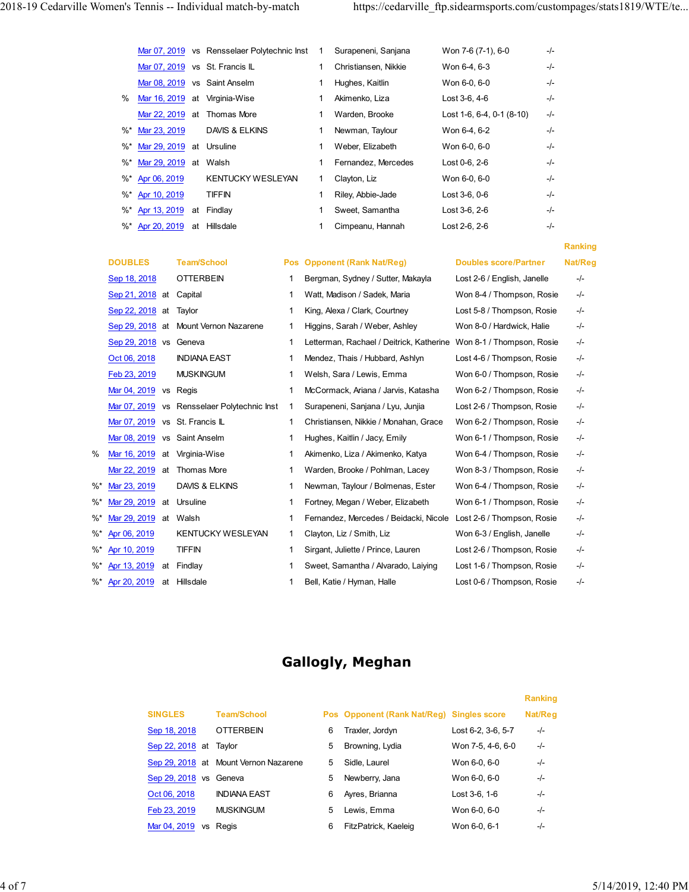| | Date | | Team/School | Pos | Opponent (Rank Nat/Reg) | Singles score | Ranking Nat/Reg |
|---|---|---|---|---|---|---|---|
| | Mar 07, 2019 | vs | Rensselaer Polytechnic Inst | 1 | Surapeneni, Sanjana | Won 7-6 (7-1), 6-0 | -/- |
| | Mar 07, 2019 | vs | St. Francis IL | 1 | Christiansen, Nikkie | Won 6-4, 6-3 | -/- |
| | Mar 08, 2019 | vs | Saint Anselm | 1 | Hughes, Kaitlin | Won 6-0, 6-0 | -/- |
| % | Mar 16, 2019 | at | Virginia-Wise | 1 | Akimenko, Liza | Lost 3-6, 4-6 | -/- |
| | Mar 22, 2019 | at | Thomas More | 1 | Warden, Brooke | Lost 1-6, 6-4, 0-1 (8-10) | -/- |
| %* | Mar 23, 2019 | | DAVIS & ELKINS | 1 | Newman, Taylour | Won 6-4, 6-2 | -/- |
| %* | Mar 29, 2019 | at | Ursuline | 1 | Weber, Elizabeth | Won 6-0, 6-0 | -/- |
| %* | Mar 29, 2019 | at | Walsh | 1 | Fernandez, Mercedes | Lost 0-6, 2-6 | -/- |
| %* | Apr 06, 2019 | | KENTUCKY WESLEYAN | 1 | Clayton, Liz | Won 6-0, 6-0 | -/- |
| %* | Apr 10, 2019 | | TIFFIN | 1 | Riley, Abbie-Jade | Lost 3-6, 0-6 | -/- |
| %* | Apr 13, 2019 | at | Findlay | 1 | Sweet, Samantha | Lost 3-6, 2-6 | -/- |
| %* | Apr 20, 2019 | at | Hillsdale | 1 | Cimpeanu, Hannah | Lost 2-6, 2-6 | -/- |

| | DOUBLES | | Team/School | Pos | Opponent (Rank Nat/Reg) | Doubles score/Partner | Ranking Nat/Reg |
|---|---|---|---|---|---|---|---|
| | Sep 18, 2018 | | OTTERBEIN | 1 | Bergman, Sydney / Sutter, Makayla | Lost 2-6 / English, Janelle | -/- |
| | Sep 21, 2018 | at | Capital | 1 | Watt, Madison / Sadek, Maria | Won 8-4 / Thompson, Rosie | -/- |
| | Sep 22, 2018 | at | Taylor | 1 | King, Alexa / Clark, Courtney | Lost 5-8 / Thompson, Rosie | -/- |
| | Sep 29, 2018 | at | Mount Vernon Nazarene | 1 | Higgins, Sarah / Weber, Ashley | Won 8-0 / Hardwick, Halie | -/- |
| | Sep 29, 2018 | vs | Geneva | 1 | Letterman, Rachael / Deitrick, Katherine | Won 8-1 / Thompson, Rosie | -/- |
| | Oct 06, 2018 | | INDIANA EAST | 1 | Mendez, Thais / Hubbard, Ashlyn | Lost 4-6 / Thompson, Rosie | -/- |
| | Feb 23, 2019 | | MUSKINGUM | 1 | Welsh, Sara / Lewis, Emma | Won 6-0 / Thompson, Rosie | -/- |
| | Mar 04, 2019 | vs | Regis | 1 | McCormack, Ariana / Jarvis, Katasha | Won 6-2 / Thompson, Rosie | -/- |
| | Mar 07, 2019 | vs | Rensselaer Polytechnic Inst | 1 | Surapeneni, Sanjana / Lyu, Junjia | Lost 2-6 / Thompson, Rosie | -/- |
| | Mar 07, 2019 | vs | St. Francis IL | 1 | Christiansen, Nikkie / Monahan, Grace | Won 6-2 / Thompson, Rosie | -/- |
| | Mar 08, 2019 | vs | Saint Anselm | 1 | Hughes, Kaitlin / Jacy, Emily | Won 6-1 / Thompson, Rosie | -/- |
| % | Mar 16, 2019 | at | Virginia-Wise | 1 | Akimenko, Liza / Akimenko, Katya | Won 6-4 / Thompson, Rosie | -/- |
| | Mar 22, 2019 | at | Thomas More | 1 | Warden, Brooke / Pohlman, Lacey | Won 8-3 / Thompson, Rosie | -/- |
| %* | Mar 23, 2019 | | DAVIS & ELKINS | 1 | Newman, Taylour / Bolmenas, Ester | Won 6-4 / Thompson, Rosie | -/- |
| %* | Mar 29, 2019 | at | Ursuline | 1 | Fortney, Megan / Weber, Elizabeth | Won 6-1 / Thompson, Rosie | -/- |
| %* | Mar 29, 2019 | at | Walsh | 1 | Fernandez, Mercedes / Beidacki, Nicole | Lost 2-6 / Thompson, Rosie | -/- |
| %* | Apr 06, 2019 | | KENTUCKY WESLEYAN | 1 | Clayton, Liz / Smith, Liz | Won 6-3 / English, Janelle | -/- |
| %* | Apr 10, 2019 | | TIFFIN | 1 | Sirgant, Juliette / Prince, Lauren | Lost 2-6 / Thompson, Rosie | -/- |
| %* | Apr 13, 2019 | at | Findlay | 1 | Sweet, Samantha / Alvarado, Laiying | Lost 1-6 / Thompson, Rosie | -/- |
| %* | Apr 20, 2019 | at | Hillsdale | 1 | Bell, Katie / Hyman, Halle | Lost 0-6 / Thompson, Rosie | -/- |

## Gallogly, Meghan

| SINGLES | | Team/School | Pos | Opponent (Rank Nat/Reg) | Singles score | Ranking Nat/Reg |
|---|---|---|---|---|---|---|
| Sep 18, 2018 | | OTTERBEIN | 6 | Traxler, Jordyn | Lost 6-2, 3-6, 5-7 | -/- |
| Sep 22, 2018 | at | Taylor | 5 | Browning, Lydia | Won 7-5, 4-6, 6-0 | -/- |
| Sep 29, 2018 | at | Mount Vernon Nazarene | 5 | Sidle, Laurel | Won 6-0, 6-0 | -/- |
| Sep 29, 2018 | vs | Geneva | 5 | Newberry, Jana | Won 6-0, 6-0 | -/- |
| Oct 06, 2018 | | INDIANA EAST | 6 | Ayres, Brianna | Lost 3-6, 1-6 | -/- |
| Feb 23, 2019 | | MUSKINGUM | 5 | Lewis, Emma | Won 6-0, 6-0 | -/- |
| Mar 04, 2019 | vs | Regis | 6 | FitzPatrick, Kaeleig | Won 6-0, 6-1 | -/- |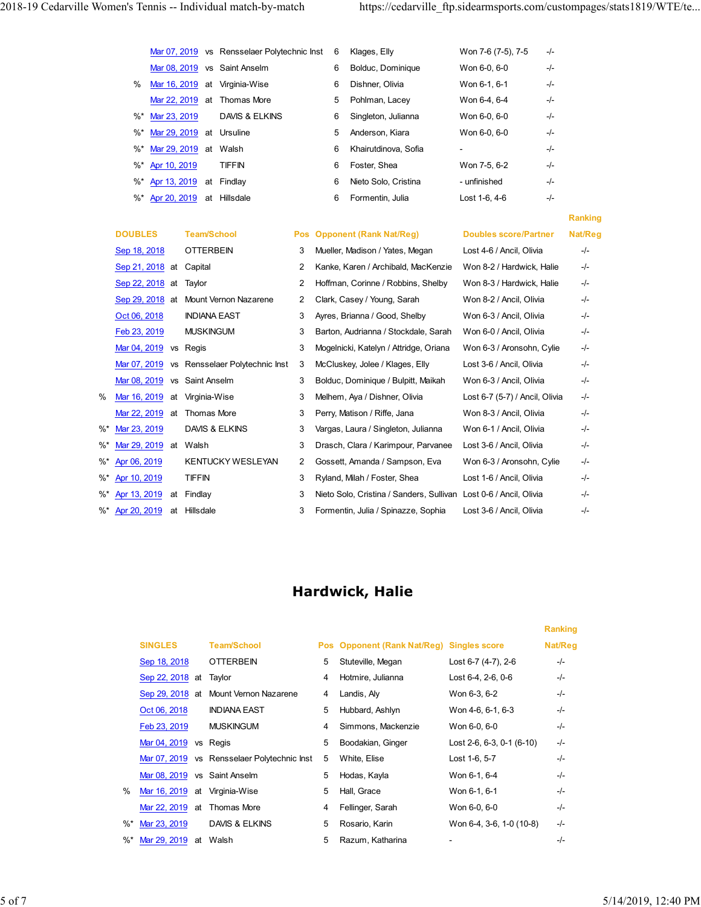| | | | | Pos | Opponent | Singles score | Ranking |
|---|---|---|---|---|---|---|---|
| | Mar 07, 2019 | vs | Rensselaer Polytechnic Inst | 6 | Klages, Elly | Won 7-6 (7-5), 7-5 | -/- |
| | Mar 08, 2019 | vs | Saint Anselm | 6 | Bolduc, Dominique | Won 6-0, 6-0 | -/- |
| % | Mar 16, 2019 | at | Virginia-Wise | 6 | Dishner, Olivia | Won 6-1, 6-1 | -/- |
| | Mar 22, 2019 | at | Thomas More | 5 | Pohlman, Lacey | Won 6-4, 6-4 | -/- |
| %* | Mar 23, 2019 | | DAVIS & ELKINS | 6 | Singleton, Julianna | Won 6-0, 6-0 | -/- |
| %* | Mar 29, 2019 | at | Ursuline | 5 | Anderson, Kiara | Won 6-0, 6-0 | -/- |
| %* | Mar 29, 2019 | at | Walsh | 6 | Khairutdinova, Sofia | - | -/- |
| %* | Apr 10, 2019 | | TIFFIN | 6 | Foster, Shea | Won 7-5, 6-2 | -/- |
| %* | Apr 13, 2019 | at | Findlay | 6 | Nieto Solo, Cristina | - unfinished | -/- |
| %* | Apr 20, 2019 | at | Hillsdale | 6 | Formentin, Julia | Lost 1-6, 4-6 | -/- |

| | DOUBLES | | Team/School | Pos | Opponent (Rank Nat/Reg) | Doubles score/Partner | Ranking Nat/Reg |
|---|---|---|---|---|---|---|---|
| | Sep 18, 2018 | | OTTERBEIN | 3 | Mueller, Madison / Yates, Megan | Lost 4-6 / Ancil, Olivia | -/- |
| | Sep 21, 2018 | at | Capital | 2 | Kanke, Karen / Archibald, MacKenzie | Won 8-2 / Hardwick, Halie | -/- |
| | Sep 22, 2018 | at | Taylor | 2 | Hoffman, Corinne / Robbins, Shelby | Won 8-3 / Hardwick, Halie | -/- |
| | Sep 29, 2018 | at | Mount Vernon Nazarene | 2 | Clark, Casey / Young, Sarah | Won 8-2 / Ancil, Olivia | -/- |
| | Oct 06, 2018 | | INDIANA EAST | 3 | Ayres, Brianna / Good, Shelby | Won 6-3 / Ancil, Olivia | -/- |
| | Feb 23, 2019 | | MUSKINGUM | 3 | Barton, Audrianna / Stockdale, Sarah | Won 6-0 / Ancil, Olivia | -/- |
| | Mar 04, 2019 | vs | Regis | 3 | Mogelnicki, Katelyn / Attridge, Oriana | Won 6-3 / Aronsohn, Cylie | -/- |
| | Mar 07, 2019 | vs | Rensselaer Polytechnic Inst | 3 | McCluskey, Jolee / Klages, Elly | Lost 3-6 / Ancil, Olivia | -/- |
| | Mar 08, 2019 | vs | Saint Anselm | 3 | Bolduc, Dominique / Bulpitt, Maikah | Won 6-3 / Ancil, Olivia | -/- |
| % | Mar 16, 2019 | at | Virginia-Wise | 3 | Melhem, Aya / Dishner, Olivia | Lost 6-7 (5-7) / Ancil, Olivia | -/- |
| | Mar 22, 2019 | at | Thomas More | 3 | Perry, Matison / Riffe, Jana | Won 8-3 / Ancil, Olivia | -/- |
| %* | Mar 23, 2019 | | DAVIS & ELKINS | 3 | Vargas, Laura / Singleton, Julianna | Won 6-1 / Ancil, Olivia | -/- |
| %* | Mar 29, 2019 | at | Walsh | 3 | Drasch, Clara / Karimpour, Parvanee | Lost 3-6 / Ancil, Olivia | -/- |
| %* | Apr 06, 2019 | | KENTUCKY WESLEYAN | 2 | Gossett, Amanda / Sampson, Eva | Won 6-3 / Aronsohn, Cylie | -/- |
| %* | Apr 10, 2019 | | TIFFIN | 3 | Ryland, Milah / Foster, Shea | Lost 1-6 / Ancil, Olivia | -/- |
| %* | Apr 13, 2019 | at | Findlay | 3 | Nieto Solo, Cristina / Sanders, Sullivan | Lost 0-6 / Ancil, Olivia | -/- |
| %* | Apr 20, 2019 | at | Hillsdale | 3 | Formentin, Julia / Spinazze, Sophia | Lost 3-6 / Ancil, Olivia | -/- |

## Hardwick, Halie

| | SINGLES | | Team/School | Pos | Opponent (Rank Nat/Reg) | Singles score | Ranking Nat/Reg |
|---|---|---|---|---|---|---|---|
| | Sep 18, 2018 | | OTTERBEIN | 5 | Stuteville, Megan | Lost 6-7 (4-7), 2-6 | -/- |
| | Sep 22, 2018 | at | Taylor | 4 | Hotmire, Julianna | Lost 6-4, 2-6, 0-6 | -/- |
| | Sep 29, 2018 | at | Mount Vernon Nazarene | 4 | Landis, Aly | Won 6-3, 6-2 | -/- |
| | Oct 06, 2018 | | INDIANA EAST | 5 | Hubbard, Ashlyn | Won 4-6, 6-1, 6-3 | -/- |
| | Feb 23, 2019 | | MUSKINGUM | 4 | Simmons, Mackenzie | Won 6-0, 6-0 | -/- |
| | Mar 04, 2019 | vs | Regis | 5 | Boodakian, Ginger | Lost 2-6, 6-3, 0-1 (6-10) | -/- |
| | Mar 07, 2019 | vs | Rensselaer Polytechnic Inst | 5 | White, Elise | Lost 1-6, 5-7 | -/- |
| | Mar 08, 2019 | vs | Saint Anselm | 5 | Hodas, Kayla | Won 6-1, 6-4 | -/- |
| % | Mar 16, 2019 | at | Virginia-Wise | 5 | Hall, Grace | Won 6-1, 6-1 | -/- |
| | Mar 22, 2019 | at | Thomas More | 4 | Fellinger, Sarah | Won 6-0, 6-0 | -/- |
| %* | Mar 23, 2019 | | DAVIS & ELKINS | 5 | Rosario, Karin | Won 6-4, 3-6, 1-0 (10-8) | -/- |
| %* | Mar 29, 2019 | at | Walsh | 5 | Razum, Katharina | - | -/- |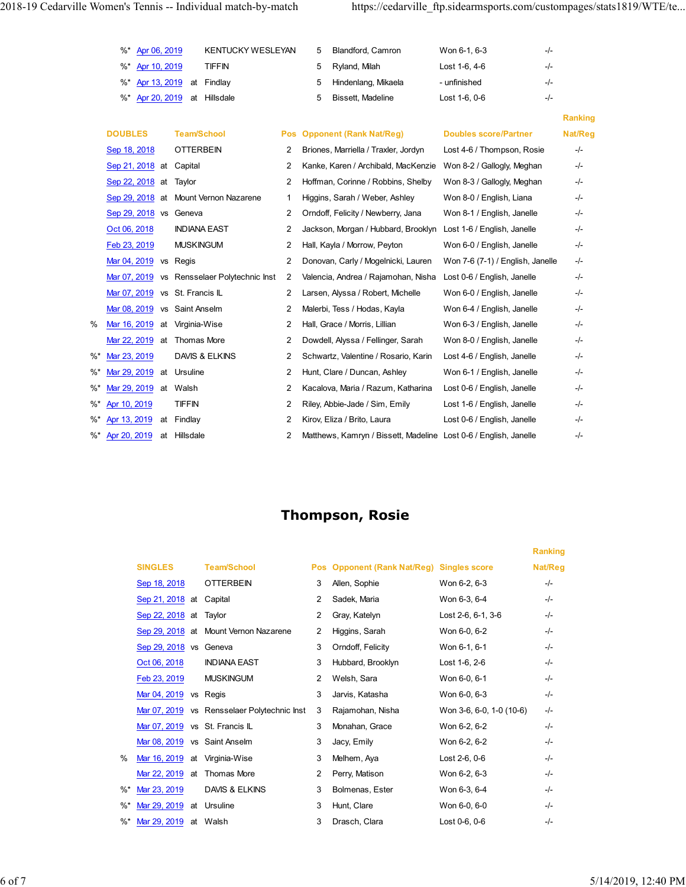| | Date | | Team/School | Pos | Opponent (Rank Nat/Reg) | Singles score | Ranking Nat/Reg |
|---|---|---|---|---|---|---|---|
| %* | Apr 06, 2019 | | KENTUCKY WESLEYAN | 5 | Blandford, Camron | Won 6-1, 6-3 | -/- |
| %* | Apr 10, 2019 | | TIFFIN | 5 | Ryland, Milah | Lost 1-6, 4-6 | -/- |
| %* | Apr 13, 2019 | at | Findlay | 5 | Hindenlang, Mikaela | - unfinished | -/- |
| %* | Apr 20, 2019 | at | Hillsdale | 5 | Bissett, Madeline | Lost 1-6, 0-6 | -/- |

| | DOUBLES | | Team/School | Pos | Opponent (Rank Nat/Reg) | Doubles score/Partner | Ranking Nat/Reg |
|---|---|---|---|---|---|---|---|
| | Sep 18, 2018 | | OTTERBEIN | 2 | Briones, Marriella / Traxler, Jordyn | Lost 4-6 / Thompson, Rosie | -/- |
| | Sep 21, 2018 | at | Capital | 2 | Kanke, Karen / Archibald, MacKenzie | Won 8-2 / Gallogly, Meghan | -/- |
| | Sep 22, 2018 | at | Taylor | 2 | Hoffman, Corinne / Robbins, Shelby | Won 8-3 / Gallogly, Meghan | -/- |
| | Sep 29, 2018 | at | Mount Vernon Nazarene | 1 | Higgins, Sarah / Weber, Ashley | Won 8-0 / English, Liana | -/- |
| | Sep 29, 2018 | vs | Geneva | 2 | Orndoff, Felicity / Newberry, Jana | Won 8-1 / English, Janelle | -/- |
| | Oct 06, 2018 | | INDIANA EAST | 2 | Jackson, Morgan / Hubbard, Brooklyn | Lost 1-6 / English, Janelle | -/- |
| | Feb 23, 2019 | | MUSKINGUM | 2 | Hall, Kayla / Morrow, Peyton | Won 6-0 / English, Janelle | -/- |
| | Mar 04, 2019 | vs | Regis | 2 | Donovan, Carly / Mogelnicki, Lauren | Won 7-6 (7-1) / English, Janelle | -/- |
| | Mar 07, 2019 | vs | Rensselaer Polytechnic Inst | 2 | Valencia, Andrea / Rajamohan, Nisha | Lost 0-6 / English, Janelle | -/- |
| | Mar 07, 2019 | vs | St. Francis IL | 2 | Larsen, Alyssa / Robert, Michelle | Won 6-0 / English, Janelle | -/- |
| | Mar 08, 2019 | vs | Saint Anselm | 2 | Malerbi, Tess / Hodas, Kayla | Won 6-4 / English, Janelle | -/- |
| % | Mar 16, 2019 | at | Virginia-Wise | 2 | Hall, Grace / Morris, Lillian | Won 6-3 / English, Janelle | -/- |
| | Mar 22, 2019 | at | Thomas More | 2 | Dowdell, Alyssa / Fellinger, Sarah | Won 8-0 / English, Janelle | -/- |
| %* | Mar 23, 2019 | | DAVIS & ELKINS | 2 | Schwartz, Valentine / Rosario, Karin | Lost 4-6 / English, Janelle | -/- |
| %* | Mar 29, 2019 | at | Ursuline | 2 | Hunt, Clare / Duncan, Ashley | Won 6-1 / English, Janelle | -/- |
| %* | Mar 29, 2019 | at | Walsh | 2 | Kacalova, Maria / Razum, Katharina | Lost 0-6 / English, Janelle | -/- |
| %* | Apr 10, 2019 | | TIFFIN | 2 | Riley, Abbie-Jade / Sim, Emily | Lost 1-6 / English, Janelle | -/- |
| %* | Apr 13, 2019 | at | Findlay | 2 | Kirov, Eliza / Brito, Laura | Lost 0-6 / English, Janelle | -/- |
| %* | Apr 20, 2019 | at | Hillsdale | 2 | Matthews, Kamryn / Bissett, Madeline | Lost 0-6 / English, Janelle | -/- |

## Thompson, Rosie

| | SINGLES | | Team/School | Pos | Opponent (Rank Nat/Reg) | Singles score | Ranking Nat/Reg |
|---|---|---|---|---|---|---|---|
| | Sep 18, 2018 | | OTTERBEIN | 3 | Allen, Sophie | Won 6-2, 6-3 | -/- |
| | Sep 21, 2018 | at | Capital | 2 | Sadek, Maria | Won 6-3, 6-4 | -/- |
| | Sep 22, 2018 | at | Taylor | 2 | Gray, Katelyn | Lost 2-6, 6-1, 3-6 | -/- |
| | Sep 29, 2018 | at | Mount Vernon Nazarene | 2 | Higgins, Sarah | Won 6-0, 6-2 | -/- |
| | Sep 29, 2018 | vs | Geneva | 3 | Orndoff, Felicity | Won 6-1, 6-1 | -/- |
| | Oct 06, 2018 | | INDIANA EAST | 3 | Hubbard, Brooklyn | Lost 1-6, 2-6 | -/- |
| | Feb 23, 2019 | | MUSKINGUM | 2 | Welsh, Sara | Won 6-0, 6-1 | -/- |
| | Mar 04, 2019 | vs | Regis | 3 | Jarvis, Katasha | Won 6-0, 6-3 | -/- |
| | Mar 07, 2019 | vs | Rensselaer Polytechnic Inst | 3 | Rajamohan, Nisha | Won 3-6, 6-0, 1-0 (10-6) | -/- |
| | Mar 07, 2019 | vs | St. Francis IL | 3 | Monahan, Grace | Won 6-2, 6-2 | -/- |
| | Mar 08, 2019 | vs | Saint Anselm | 3 | Jacy, Emily | Won 6-2, 6-2 | -/- |
| % | Mar 16, 2019 | at | Virginia-Wise | 3 | Melhem, Aya | Lost 2-6, 0-6 | -/- |
| | Mar 22, 2019 | at | Thomas More | 2 | Perry, Matison | Won 6-2, 6-3 | -/- |
| %* | Mar 23, 2019 | | DAVIS & ELKINS | 3 | Bolmenas, Ester | Won 6-3, 6-4 | -/- |
| %* | Mar 29, 2019 | at | Ursuline | 3 | Hunt, Clare | Won 6-0, 6-0 | -/- |
| %* | Mar 29, 2019 | at | Walsh | 3 | Drasch, Clara | Lost 0-6, 0-6 | -/- |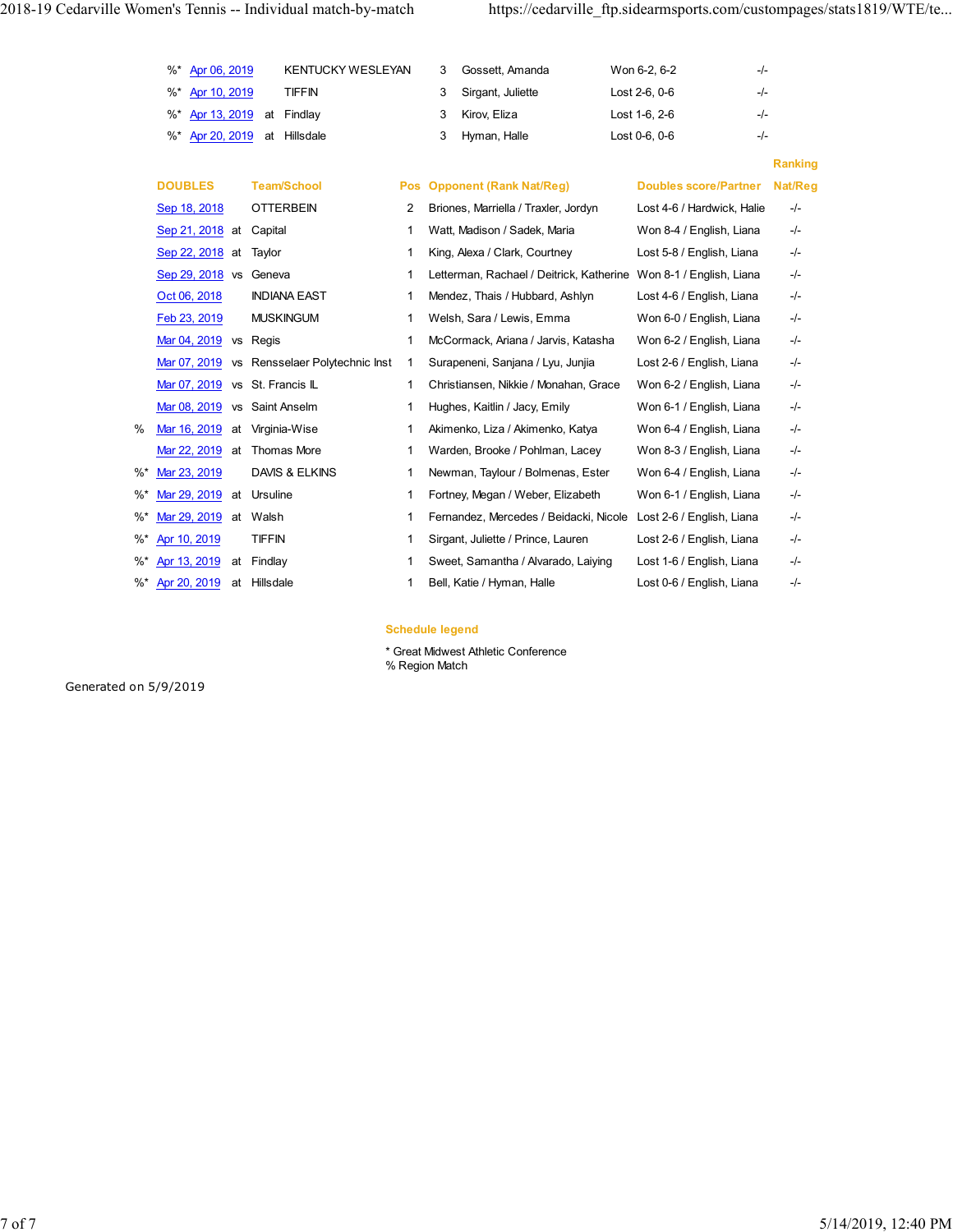| | | | | | | |
|---|---|---|---|---|---|---|
| %* | Apr 06, 2019 | | KENTUCKY WESLEYAN | 3 | Gossett, Amanda | Won 6-2, 6-2 | -/- |
| %* | Apr 10, 2019 | | TIFFIN | 3 | Sirgant, Juliette | Lost 2-6, 0-6 | -/- |
| %* | Apr 13, 2019 | at | Findlay | 3 | Kirov, Eliza | Lost 1-6, 2-6 | -/- |
| %* | Apr 20, 2019 | at | Hillsdale | 3 | Hyman, Halle | Lost 0-6, 0-6 | -/- |

| | DOUBLES | | Team/School | Pos | Opponent (Rank Nat/Reg) | Doubles score/Partner | Ranking Nat/Reg |
|---|---|---|---|---|---|---|---|
| | Sep 18, 2018 | | OTTERBEIN | 2 | Briones, Marriella / Traxler, Jordyn | Lost 4-6 / Hardwick, Halie | -/- |
| | Sep 21, 2018 | at | Capital | 1 | Watt, Madison / Sadek, Maria | Won 8-4 / English, Liana | -/- |
| | Sep 22, 2018 | at | Taylor | 1 | King, Alexa / Clark, Courtney | Lost 5-8 / English, Liana | -/- |
| | Sep 29, 2018 | vs | Geneva | 1 | Letterman, Rachael / Deitrick, Katherine | Won 8-1 / English, Liana | -/- |
| | Oct 06, 2018 | | INDIANA EAST | 1 | Mendez, Thais / Hubbard, Ashlyn | Lost 4-6 / English, Liana | -/- |
| | Feb 23, 2019 | | MUSKINGUM | 1 | Welsh, Sara / Lewis, Emma | Won 6-0 / English, Liana | -/- |
| | Mar 04, 2019 | vs | Regis | 1 | McCormack, Ariana / Jarvis, Katasha | Won 6-2 / English, Liana | -/- |
| | Mar 07, 2019 | vs | Rensselaer Polytechnic Inst | 1 | Surapeneni, Sanjana / Lyu, Junjia | Lost 2-6 / English, Liana | -/- |
| | Mar 07, 2019 | vs | St. Francis IL | 1 | Christiansen, Nikkie / Monahan, Grace | Won 6-2 / English, Liana | -/- |
| | Mar 08, 2019 | vs | Saint Anselm | 1 | Hughes, Kaitlin / Jacy, Emily | Won 6-1 / English, Liana | -/- |
| % | Mar 16, 2019 | at | Virginia-Wise | 1 | Akimenko, Liza / Akimenko, Katya | Won 6-4 / English, Liana | -/- |
| | Mar 22, 2019 | at | Thomas More | 1 | Warden, Brooke / Pohlman, Lacey | Won 8-3 / English, Liana | -/- |
| %* | Mar 23, 2019 | | DAVIS & ELKINS | 1 | Newman, Taylour / Bolmenas, Ester | Won 6-4 / English, Liana | -/- |
| %* | Mar 29, 2019 | at | Ursuline | 1 | Fortney, Megan / Weber, Elizabeth | Won 6-1 / English, Liana | -/- |
| %* | Mar 29, 2019 | at | Walsh | 1 | Fernandez, Mercedes / Beidacki, Nicole | Lost 2-6 / English, Liana | -/- |
| %* | Apr 10, 2019 | | TIFFIN | 1 | Sirgant, Juliette / Prince, Lauren | Lost 2-6 / English, Liana | -/- |
| %* | Apr 13, 2019 | at | Findlay | 1 | Sweet, Samantha / Alvarado, Laiying | Lost 1-6 / English, Liana | -/- |
| %* | Apr 20, 2019 | at | Hillsdale | 1 | Bell, Katie / Hyman, Halle | Lost 0-6 / English, Liana | -/- |

**Schedule legend**

\* Great Midwest Athletic Conference
% Region Match

Generated on 5/9/2019